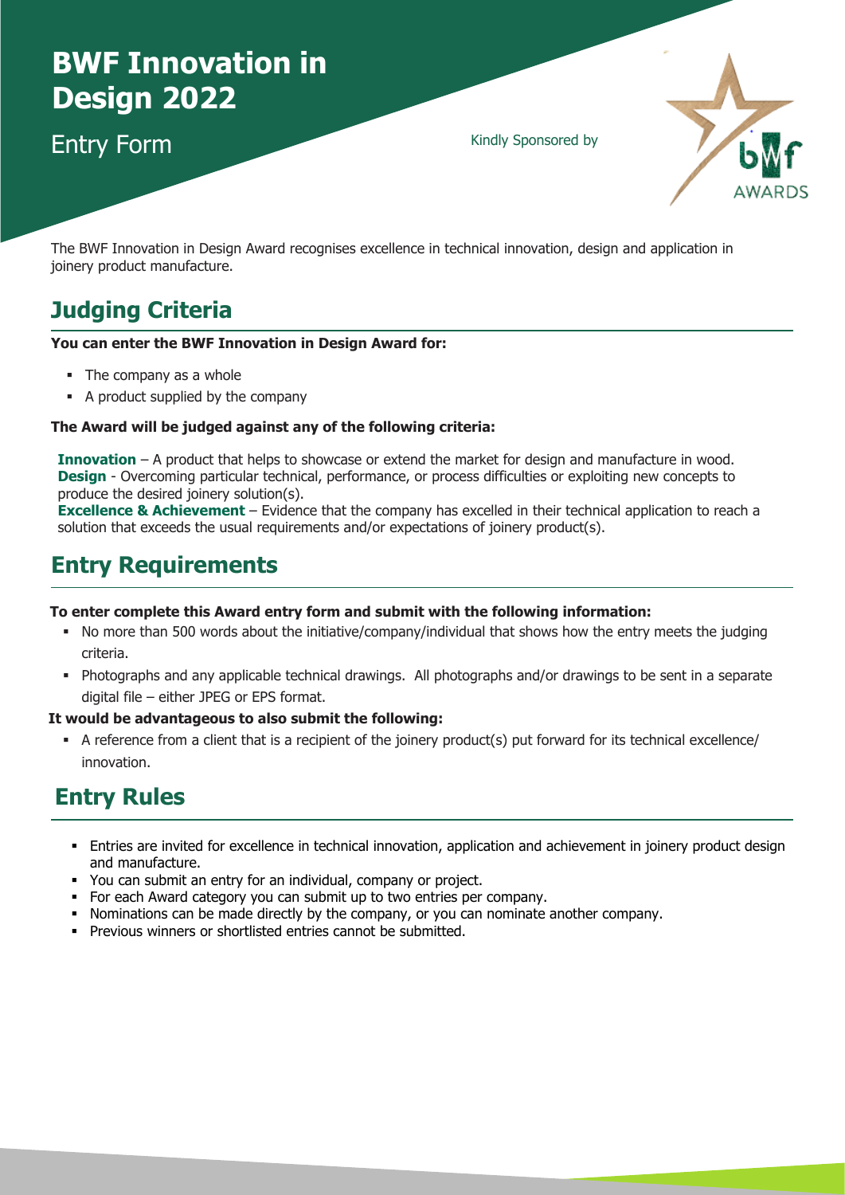# BWF Innovation in Design 2022

Entry Form

Kindly Sponsored by

The BWF Innovation in Design Award recognises excellence in technical innovation, design and application in joinery product manufacture.

## Judging Criteria

**You can enter the BWF Innovation in Design Award for:**

- The company as a whole
- A product supplied by the company

**The Award will be judged against any of the following criteria:**

**Innovation** – A product that helps to showcase or extend the market for design and manufacture in wood.
**Design** - Overcoming particular technical, performance, or process difficulties or exploiting new concepts to produce the desired joinery solution(s).
**Excellence & Achievement** – Evidence that the company has excelled in their technical application to reach a solution that exceeds the usual requirements and/or expectations of joinery product(s).

## Entry Requirements

**To enter complete this Award entry form and submit with the following information:**

- No more than 500 words about the initiative/company/individual that shows how the entry meets the judging criteria.
- Photographs and any applicable technical drawings. All photographs and/or drawings to be sent in a separate digital file – either JPEG or EPS format.

**It would be advantageous to also submit the following:**

- A reference from a client that is a recipient of the joinery product(s) put forward for its technical excellence/ innovation.

## Entry Rules

- Entries are invited for excellence in technical innovation, application and achievement in joinery product design and manufacture.
- You can submit an entry for an individual, company or project.
- For each Award category you can submit up to two entries per company.
- Nominations can be made directly by the company, or you can nominate another company.
- Previous winners or shortlisted entries cannot be submitted.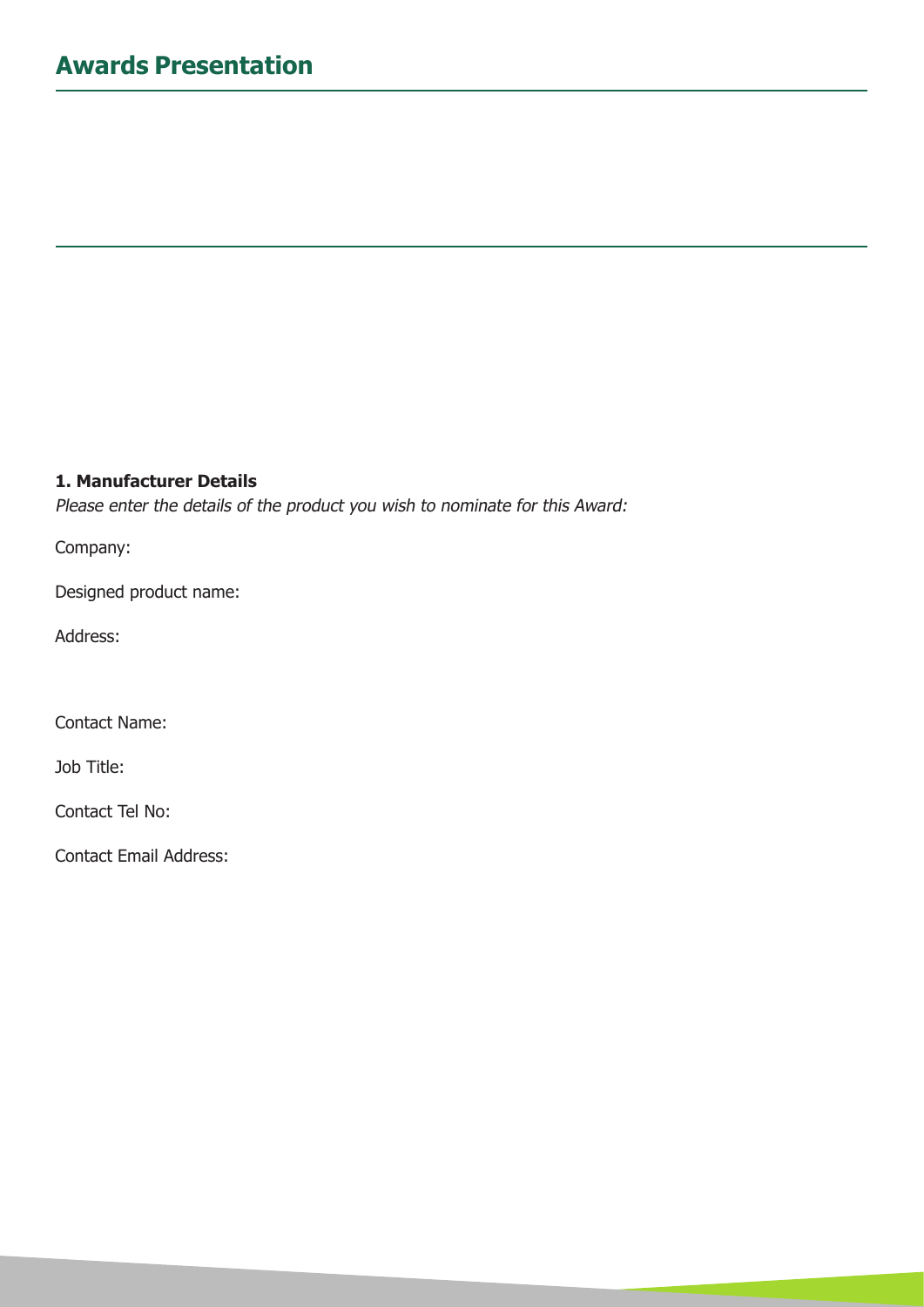# Awards Presentation

**1. Manufacturer Details**

*Please enter the details of the product you wish to nominate for this Award:*

Company:

Designed product name:

Address:

Contact Name:

Job Title:

Contact Tel No:

Contact Email Address: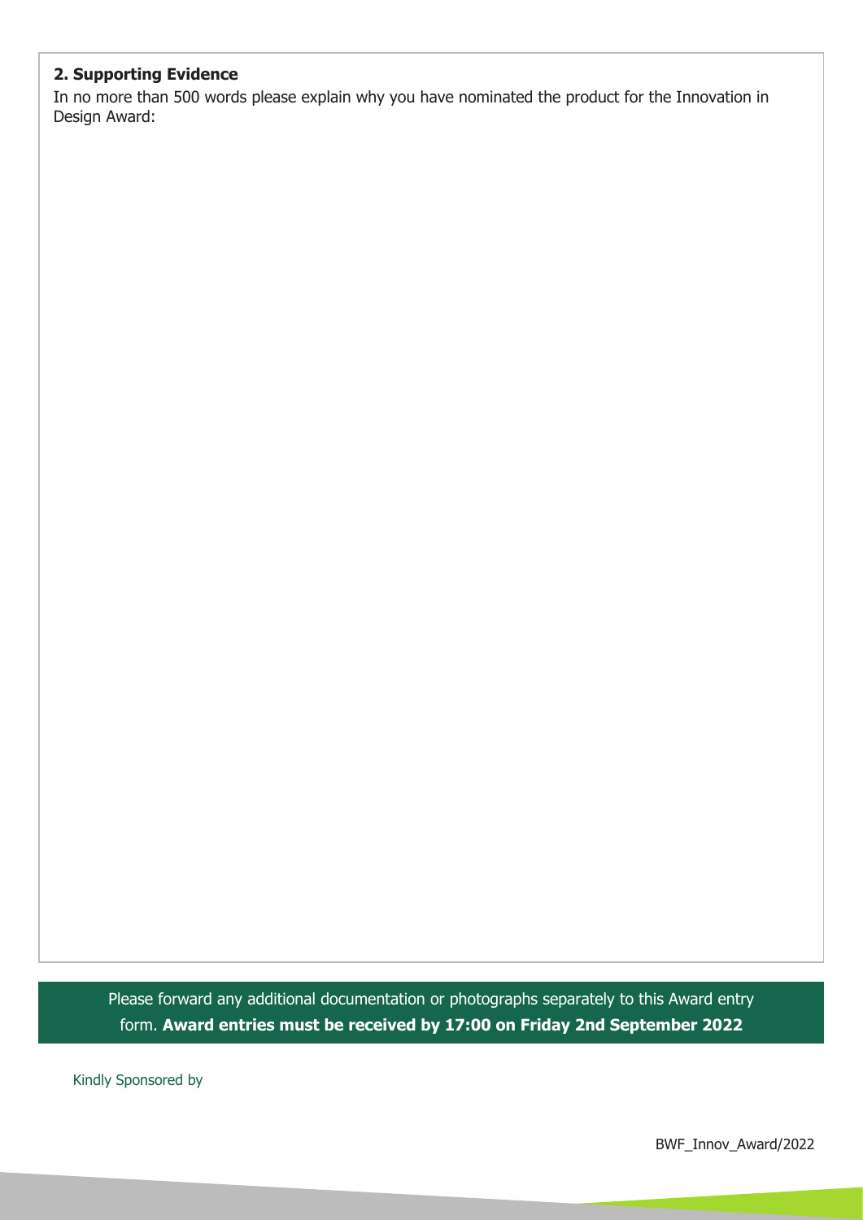**2. Supporting Evidence**

In no more than 500 words please explain why you have nominated the product for the Innovation in Design Award:

Please forward any additional documentation or photographs separately to this Award entry form. **Award entries must be received by 17:00 on Friday 2nd September 2022**

Kindly Sponsored by

BWF_Innov_Award/2022